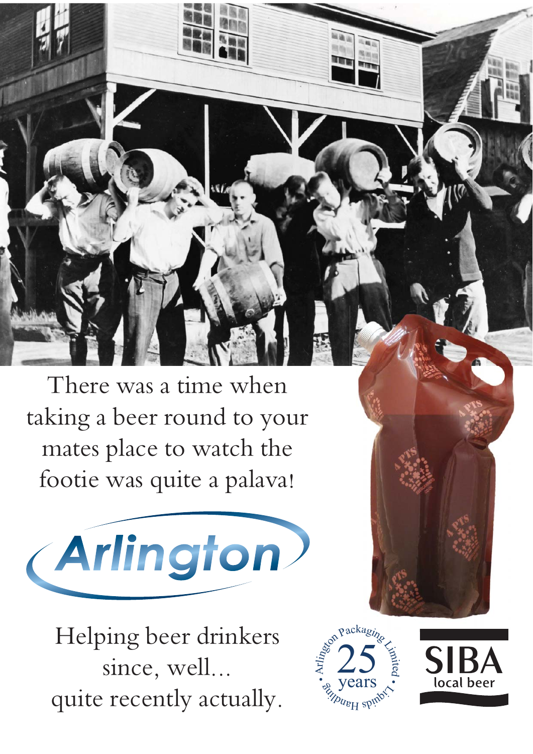There was a time when taking a beer round to your mates place to watch the footie was quite a palava!

**Arlington**

Helping beer drinkers since, well... quite recently actually.

Arlington Packaging Limited • Liquids Handling • 25 years

SIBA local beer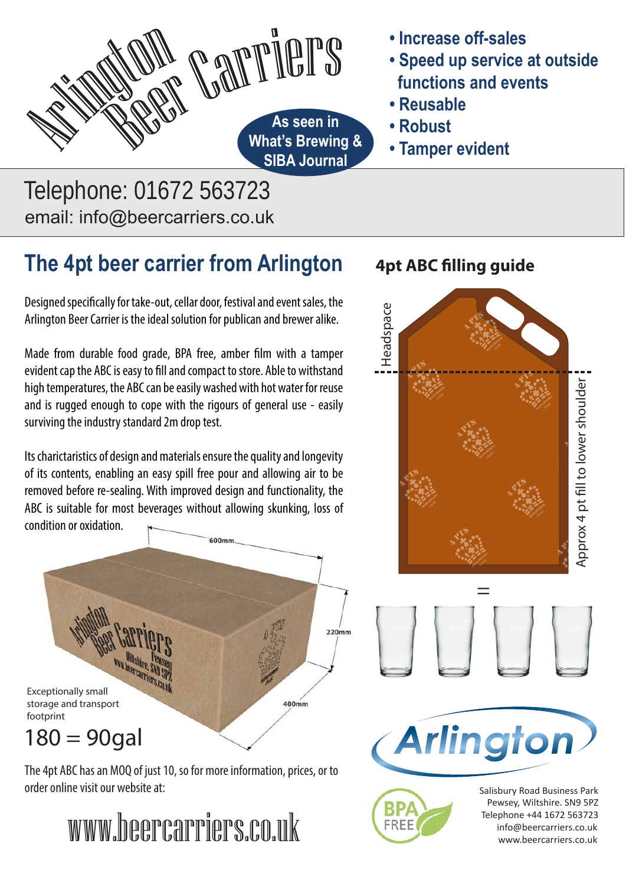# Arlington Beer Carriers

As seen in What's Brewing & SIBA Journal

- Increase off-sales
- Speed up service at outside functions and events
- Reusable
- Robust
- Tamper evident

Telephone: 01672 563723
email: info@beercarriers.co.uk

## The 4pt beer carrier from Arlington

Designed specifically for take-out, cellar door, festival and event sales, the Arlington Beer Carrier is the ideal solution for publican and brewer alike.

Made from durable food grade, BPA free, amber film with a tamper evident cap the ABC is easy to fill and compact to store. Able to withstand high temperatures, the ABC can be easily washed with hot water for reuse and is rugged enough to cope with the rigours of general use - easily surviving the industry standard 2m drop test.

Its charictaristics of design and materials ensure the quality and longevity of its contents, enabling an easy spill free pour and allowing air to be removed before re-sealing. With improved design and functionality, the ABC is suitable for most beverages without allowing skunking, loss of condition or oxidation.

600mm
220mm
400mm

Exceptionally small storage and transport footprint

180 = 90gal

The 4pt ABC has an MOQ of just 10, so for more information, prices, or to order online visit our website at:

www.beercarriers.co.uk

## 4pt ABC filling guide

Headspace

Approx 4 pt fill to lower shoulder

=

Arlington

BPA FREE

Salisbury Road Business Park
Pewsey, Wiltshire. SN9 5PZ
Telephone +44 1672 563723
info@beercarriers.co.uk
www.beercarriers.co.uk